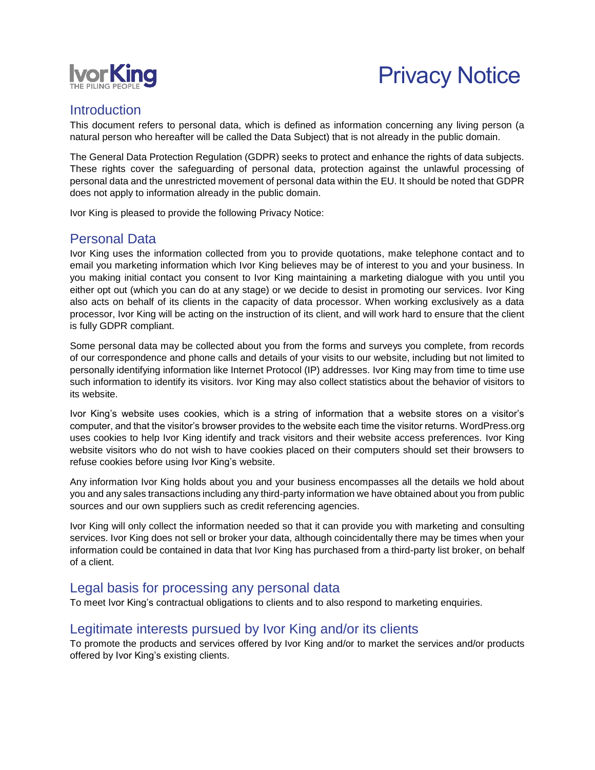IvorKing
THE PILING PEOPLE

# Privacy Notice

## Introduction

This document refers to personal data, which is defined as information concerning any living person (a natural person who hereafter will be called the Data Subject) that is not already in the public domain.

The General Data Protection Regulation (GDPR) seeks to protect and enhance the rights of data subjects. These rights cover the safeguarding of personal data, protection against the unlawful processing of personal data and the unrestricted movement of personal data within the EU. It should be noted that GDPR does not apply to information already in the public domain.

Ivor King is pleased to provide the following Privacy Notice:

## Personal Data

Ivor King uses the information collected from you to provide quotations, make telephone contact and to email you marketing information which Ivor King believes may be of interest to you and your business. In you making initial contact you consent to Ivor King maintaining a marketing dialogue with you until you either opt out (which you can do at any stage) or we decide to desist in promoting our services. Ivor King also acts on behalf of its clients in the capacity of data processor. When working exclusively as a data processor, Ivor King will be acting on the instruction of its client, and will work hard to ensure that the client is fully GDPR compliant.

Some personal data may be collected about you from the forms and surveys you complete, from records of our correspondence and phone calls and details of your visits to our website, including but not limited to personally identifying information like Internet Protocol (IP) addresses. Ivor King may from time to time use such information to identify its visitors. Ivor King may also collect statistics about the behavior of visitors to its website.

Ivor King's website uses cookies, which is a string of information that a website stores on a visitor's computer, and that the visitor's browser provides to the website each time the visitor returns. WordPress.org uses cookies to help Ivor King identify and track visitors and their website access preferences. Ivor King website visitors who do not wish to have cookies placed on their computers should set their browsers to refuse cookies before using Ivor King's website.

Any information Ivor King holds about you and your business encompasses all the details we hold about you and any sales transactions including any third-party information we have obtained about you from public sources and our own suppliers such as credit referencing agencies.

Ivor King will only collect the information needed so that it can provide you with marketing and consulting services. Ivor King does not sell or broker your data, although coincidentally there may be times when your information could be contained in data that Ivor King has purchased from a third-party list broker, on behalf of a client.

## Legal basis for processing any personal data

To meet Ivor King's contractual obligations to clients and to also respond to marketing enquiries.

## Legitimate interests pursued by Ivor King and/or its clients

To promote the products and services offered by Ivor King and/or to market the services and/or products offered by Ivor King's existing clients.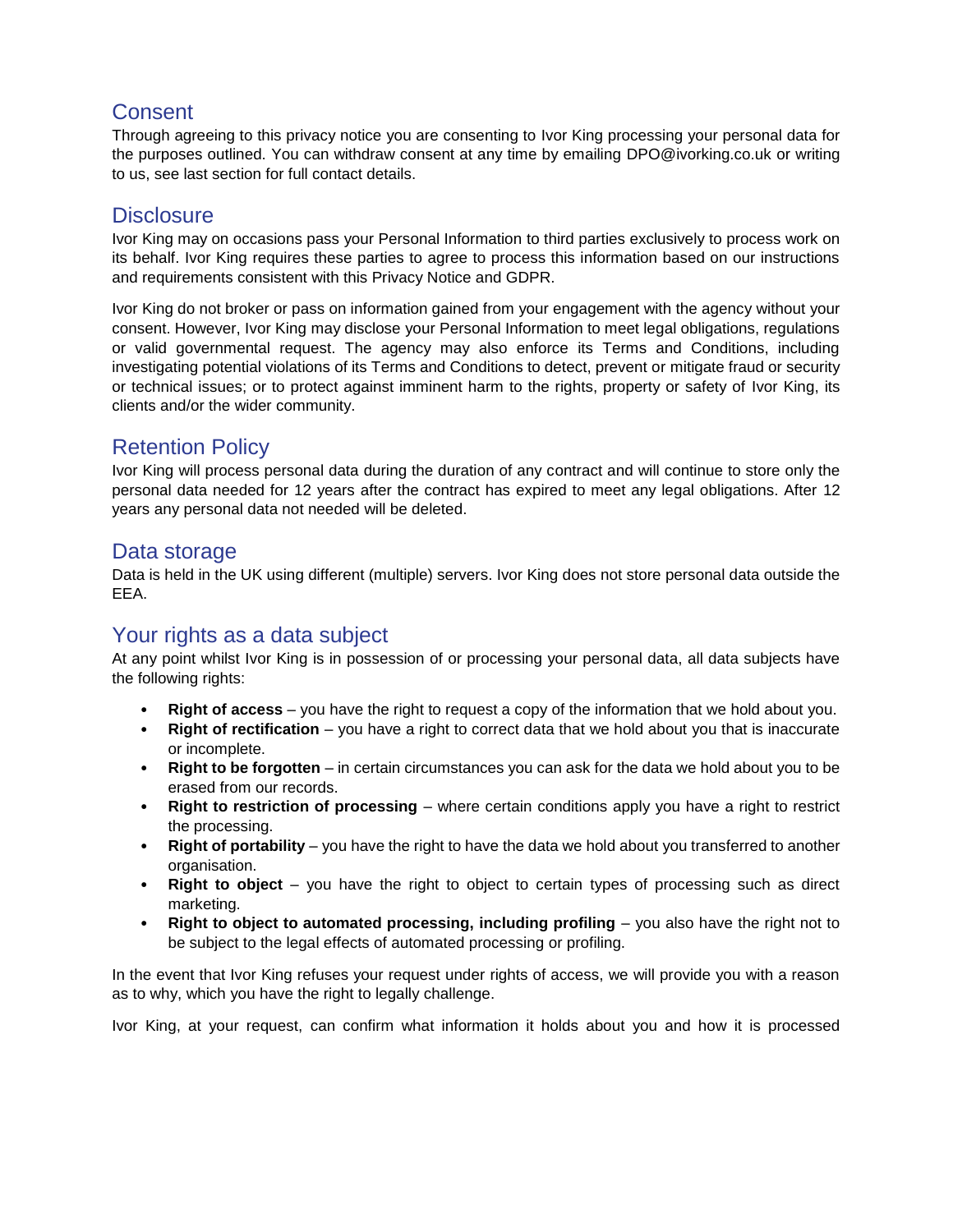## Consent

Through agreeing to this privacy notice you are consenting to Ivor King processing your personal data for the purposes outlined. You can withdraw consent at any time by emailing DPO@ivorking.co.uk or writing to us, see last section for full contact details.

## Disclosure

Ivor King may on occasions pass your Personal Information to third parties exclusively to process work on its behalf. Ivor King requires these parties to agree to process this information based on our instructions and requirements consistent with this Privacy Notice and GDPR.

Ivor King do not broker or pass on information gained from your engagement with the agency without your consent. However, Ivor King may disclose your Personal Information to meet legal obligations, regulations or valid governmental request. The agency may also enforce its Terms and Conditions, including investigating potential violations of its Terms and Conditions to detect, prevent or mitigate fraud or security or technical issues; or to protect against imminent harm to the rights, property or safety of Ivor King, its clients and/or the wider community.

## Retention Policy

Ivor King will process personal data during the duration of any contract and will continue to store only the personal data needed for 12 years after the contract has expired to meet any legal obligations. After 12 years any personal data not needed will be deleted.

## Data storage

Data is held in the UK using different (multiple) servers. Ivor King does not store personal data outside the EEA.

## Your rights as a data subject

At any point whilst Ivor King is in possession of or processing your personal data, all data subjects have the following rights:

- **Right of access** – you have the right to request a copy of the information that we hold about you.
- **Right of rectification** – you have a right to correct data that we hold about you that is inaccurate or incomplete.
- **Right to be forgotten** – in certain circumstances you can ask for the data we hold about you to be erased from our records.
- **Right to restriction of processing** – where certain conditions apply you have a right to restrict the processing.
- **Right of portability** – you have the right to have the data we hold about you transferred to another organisation.
- **Right to object** – you have the right to object to certain types of processing such as direct marketing.
- **Right to object to automated processing, including profiling** – you also have the right not to be subject to the legal effects of automated processing or profiling.

In the event that Ivor King refuses your request under rights of access, we will provide you with a reason as to why, which you have the right to legally challenge.

Ivor King, at your request, can confirm what information it holds about you and how it is processed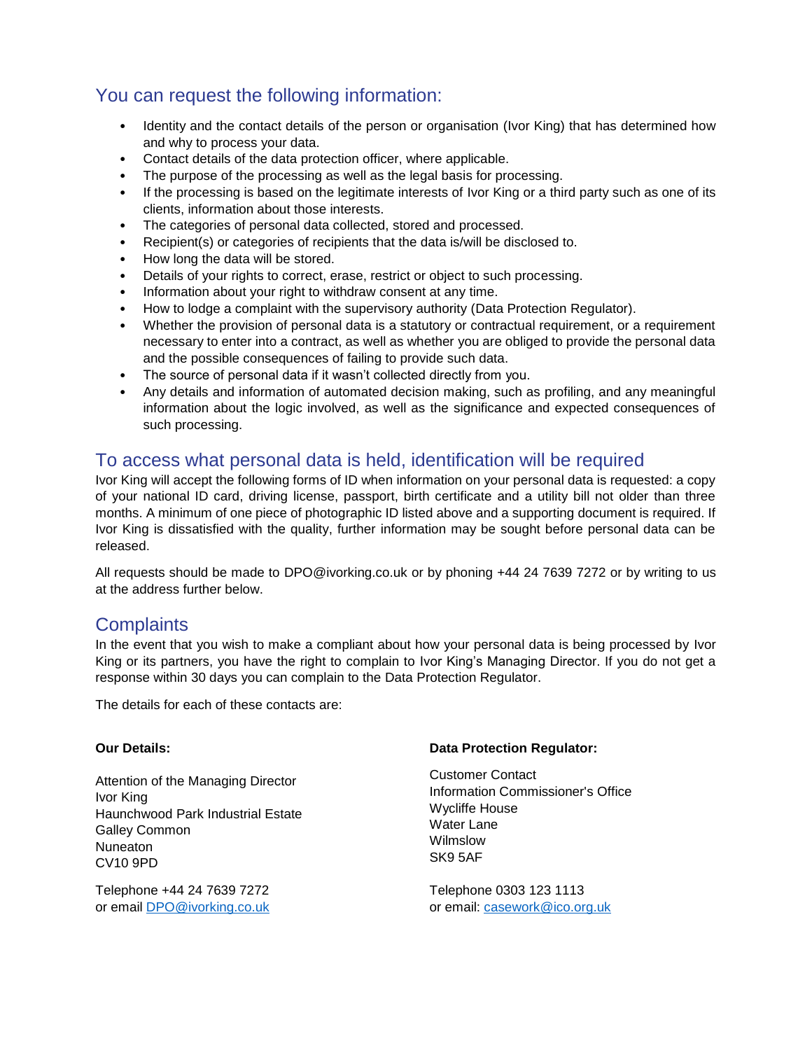## You can request the following information:

- Identity and the contact details of the person or organisation (Ivor King) that has determined how and why to process your data.
- Contact details of the data protection officer, where applicable.
- The purpose of the processing as well as the legal basis for processing.
- If the processing is based on the legitimate interests of Ivor King or a third party such as one of its clients, information about those interests.
- The categories of personal data collected, stored and processed.
- Recipient(s) or categories of recipients that the data is/will be disclosed to.
- How long the data will be stored.
- Details of your rights to correct, erase, restrict or object to such processing.
- Information about your right to withdraw consent at any time.
- How to lodge a complaint with the supervisory authority (Data Protection Regulator).
- Whether the provision of personal data is a statutory or contractual requirement, or a requirement necessary to enter into a contract, as well as whether you are obliged to provide the personal data and the possible consequences of failing to provide such data.
- The source of personal data if it wasn't collected directly from you.
- Any details and information of automated decision making, such as profiling, and any meaningful information about the logic involved, as well as the significance and expected consequences of such processing.

## To access what personal data is held, identification will be required

Ivor King will accept the following forms of ID when information on your personal data is requested: a copy of your national ID card, driving license, passport, birth certificate and a utility bill not older than three months. A minimum of one piece of photographic ID listed above and a supporting document is required. If Ivor King is dissatisfied with the quality, further information may be sought before personal data can be released.

All requests should be made to DPO@ivorking.co.uk or by phoning +44 24 7639 7272 or by writing to us at the address further below.

## Complaints

In the event that you wish to make a compliant about how your personal data is being processed by Ivor King or its partners, you have the right to complain to Ivor King's Managing Director. If you do not get a response within 30 days you can complain to the Data Protection Regulator.

The details for each of these contacts are:

**Our Details:**

Attention of the Managing Director
Ivor King
Haunchwood Park Industrial Estate
Galley Common
Nuneaton
CV10 9PD

Telephone +44 24 7639 7272
or email DPO@ivorking.co.uk

**Data Protection Regulator:**

Customer Contact
Information Commissioner's Office
Wycliffe House
Water Lane
Wilmslow
SK9 5AF

Telephone 0303 123 1113
or email: casework@ico.org.uk